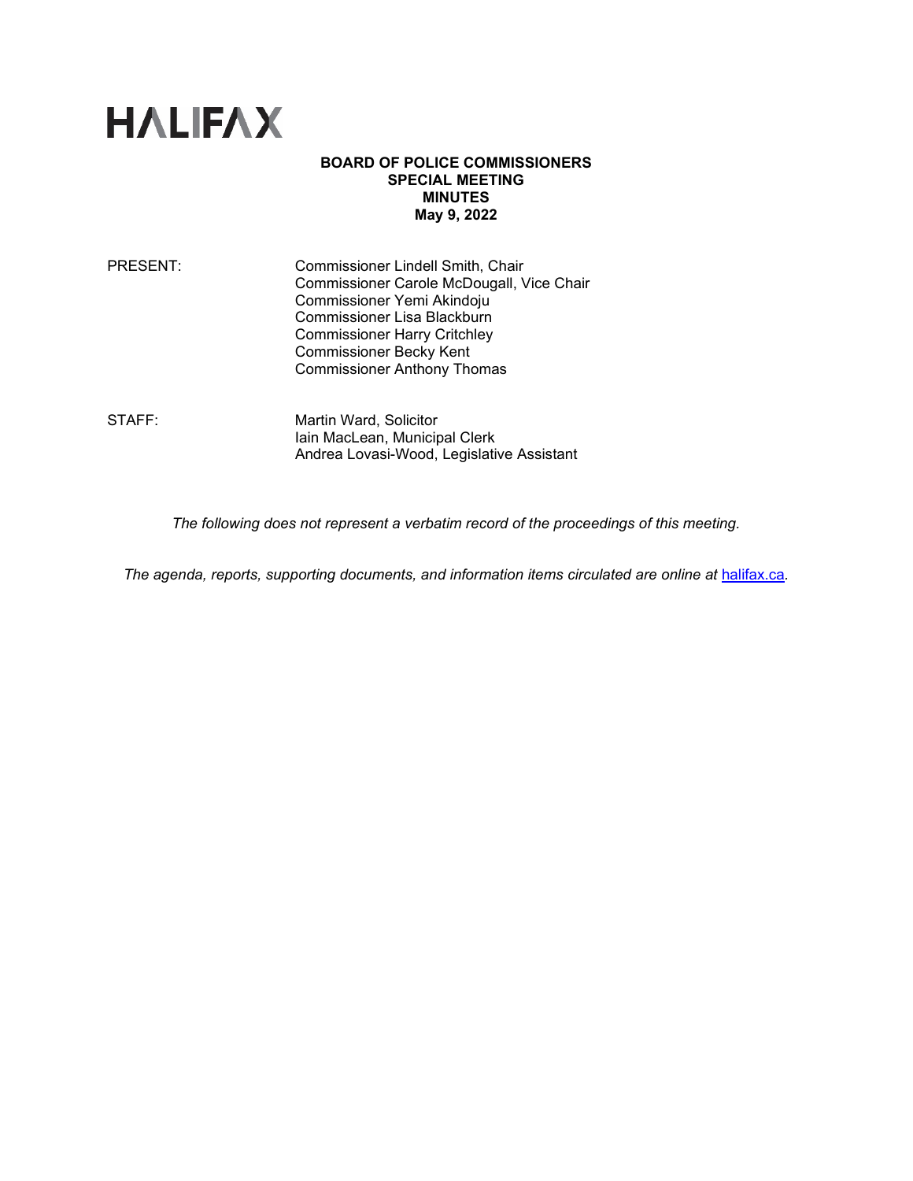# HALIFAX

**BOARD OF POLICE COMMISSIONERS**
**SPECIAL MEETING**
**MINUTES**
**May 9, 2022**

PRESENT: Commissioner Lindell Smith, Chair
Commissioner Carole McDougall, Vice Chair
Commissioner Yemi Akindoju
Commissioner Lisa Blackburn
Commissioner Harry Critchley
Commissioner Becky Kent
Commissioner Anthony Thomas

STAFF: Martin Ward, Solicitor
Iain MacLean, Municipal Clerk
Andrea Lovasi-Wood, Legislative Assistant

*The following does not represent a verbatim record of the proceedings of this meeting.*

*The agenda, reports, supporting documents, and information items circulated are online at [halifax.ca](halifax.ca).*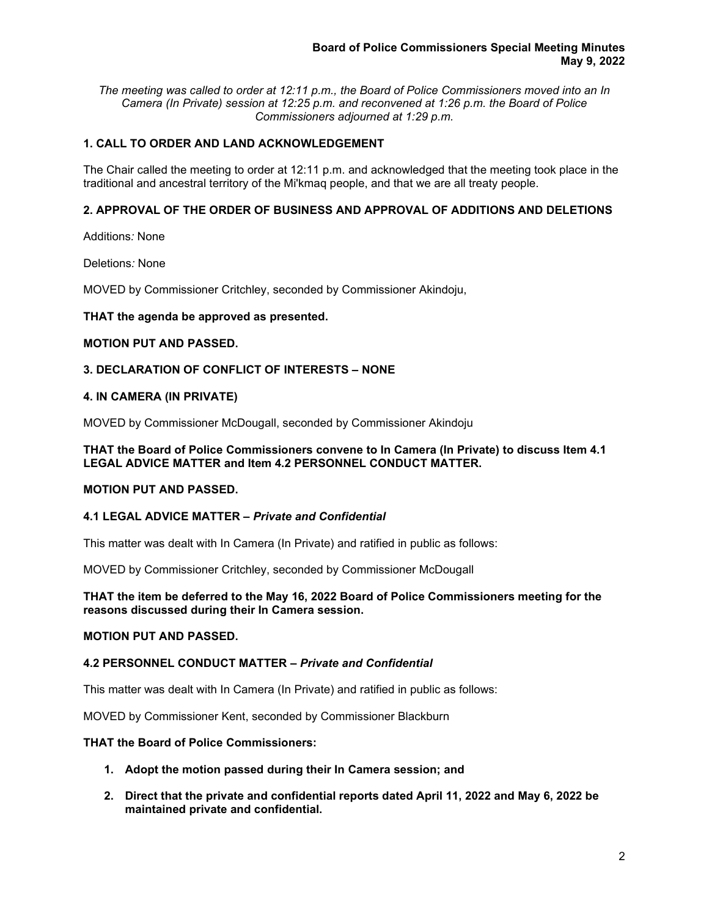*The meeting was called to order at 12:11 p.m., the Board of Police Commissioners moved into an In Camera (In Private) session at 12:25 p.m. and reconvened at 1:26 p.m. the Board of Police Commissioners adjourned at 1:29 p.m.*

## 1. CALL TO ORDER AND LAND ACKNOWLEDGEMENT

The Chair called the meeting to order at 12:11 p.m. and acknowledged that the meeting took place in the traditional and ancestral territory of the Mi'kmaq people, and that we are all treaty people.

## 2. APPROVAL OF THE ORDER OF BUSINESS AND APPROVAL OF ADDITIONS AND DELETIONS

Additions*:* None

Deletions*:* None

MOVED by Commissioner Critchley, seconded by Commissioner Akindoju,

**THAT the agenda be approved as presented.**

**MOTION PUT AND PASSED.**

## 3. DECLARATION OF CONFLICT OF INTERESTS – NONE

## 4. IN CAMERA (IN PRIVATE)

MOVED by Commissioner McDougall, seconded by Commissioner Akindoju

**THAT the Board of Police Commissioners convene to In Camera (In Private) to discuss Item 4.1 LEGAL ADVICE MATTER and Item 4.2 PERSONNEL CONDUCT MATTER.**

**MOTION PUT AND PASSED.**

### 4.1 LEGAL ADVICE MATTER – *Private and Confidential*

This matter was dealt with In Camera (In Private) and ratified in public as follows:

MOVED by Commissioner Critchley, seconded by Commissioner McDougall

**THAT the item be deferred to the May 16, 2022 Board of Police Commissioners meeting for the reasons discussed during their In Camera session.**

**MOTION PUT AND PASSED.**

### 4.2 PERSONNEL CONDUCT MATTER – *Private and Confidential*

This matter was dealt with In Camera (In Private) and ratified in public as follows:

MOVED by Commissioner Kent, seconded by Commissioner Blackburn

**THAT the Board of Police Commissioners:**

1. **Adopt the motion passed during their In Camera session; and**
2. **Direct that the private and confidential reports dated April 11, 2022 and May 6, 2022 be maintained private and confidential.**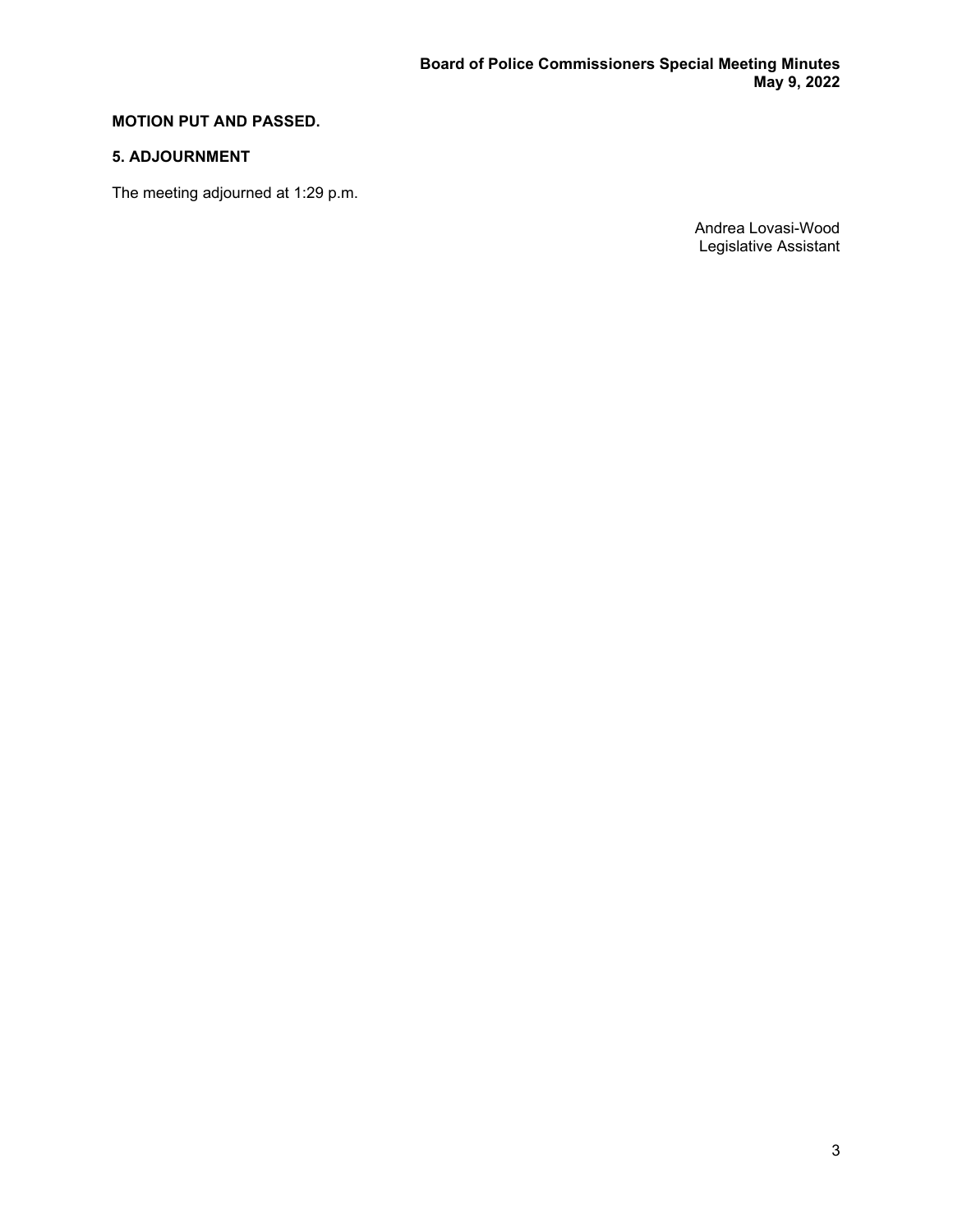**MOTION PUT AND PASSED.**

## 5. ADJOURNMENT

The meeting adjourned at 1:29 p.m.

Andrea Lovasi-Wood
Legislative Assistant